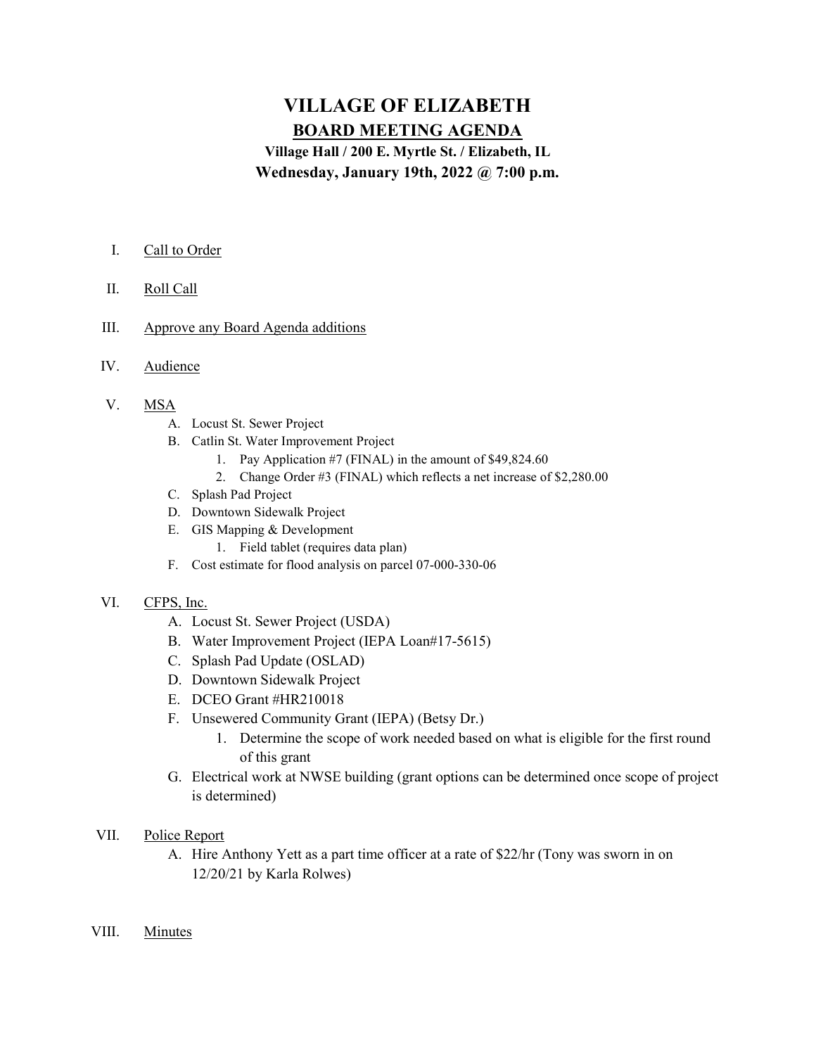# VILLAGE OF ELIZABETH

## BOARD MEETING AGENDA

**Village Hall / 200 E. Myrtle St. / Elizabeth, IL**

**Wednesday, January 19th, 2022 @ 7:00 p.m.**

I. Call to Order

II. Roll Call

III. Approve any Board Agenda additions

IV. Audience

V. MSA
   - A. Locust St. Sewer Project
   - B. Catlin St. Water Improvement Project
     1. Pay Application #7 (FINAL) in the amount of $49,824.60
     2. Change Order #3 (FINAL) which reflects a net increase of $2,280.00
   - C. Splash Pad Project
   - D. Downtown Sidewalk Project
   - E. GIS Mapping & Development
     1. Field tablet (requires data plan)
   - F. Cost estimate for flood analysis on parcel 07-000-330-06

VI. CFPS, Inc.
   - A. Locust St. Sewer Project (USDA)
   - B. Water Improvement Project (IEPA Loan#17-5615)
   - C. Splash Pad Update (OSLAD)
   - D. Downtown Sidewalk Project
   - E. DCEO Grant #HR210018
   - F. Unsewered Community Grant (IEPA) (Betsy Dr.)
     1. Determine the scope of work needed based on what is eligible for the first round of this grant
   - G. Electrical work at NWSE building (grant options can be determined once scope of project is determined)

VII. Police Report
   - A. Hire Anthony Yett as a part time officer at a rate of $22/hr (Tony was sworn in on 12/20/21 by Karla Rolwes)

VIII. Minutes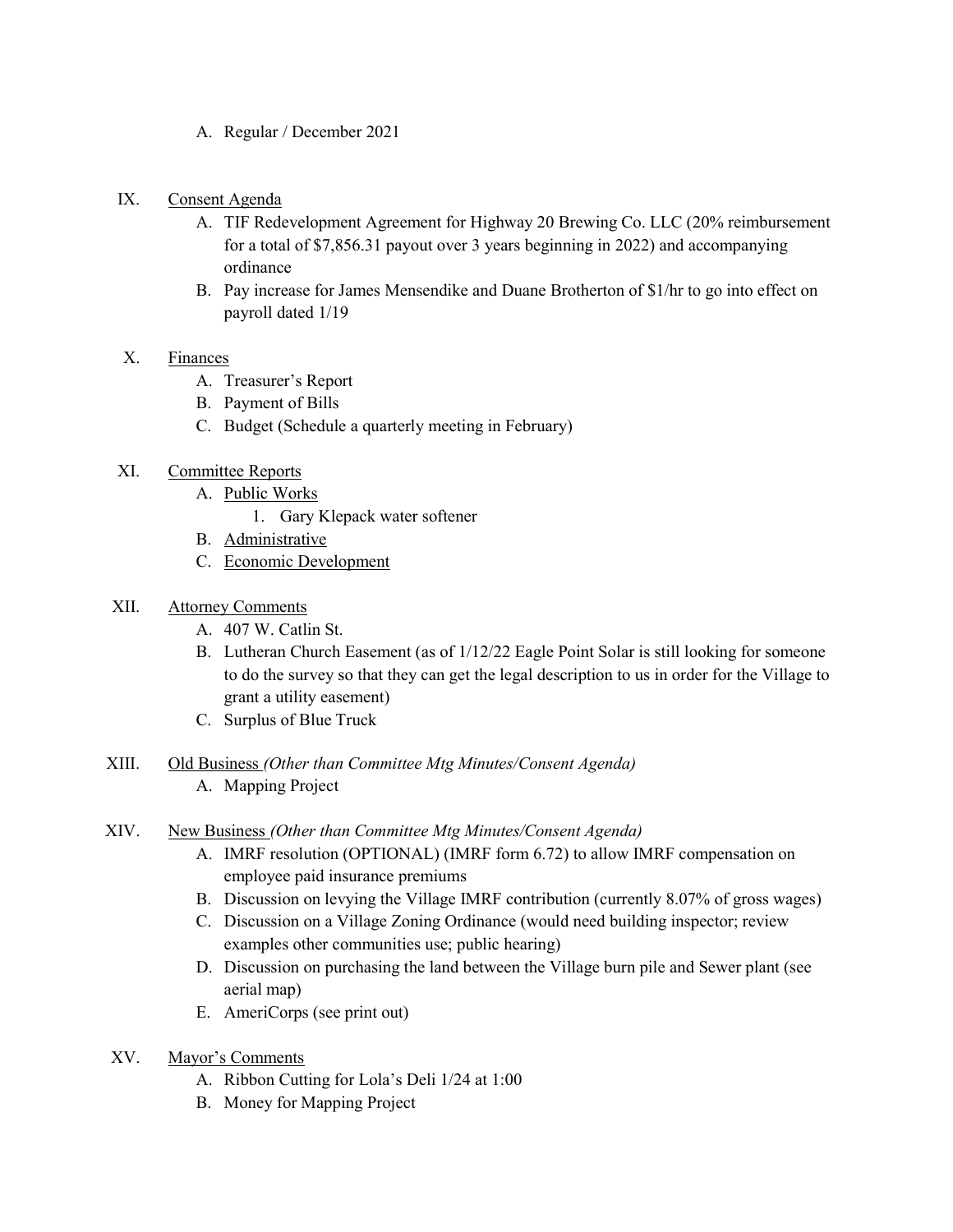A. Regular / December 2021

IX. Consent Agenda
   A. TIF Redevelopment Agreement for Highway 20 Brewing Co. LLC (20% reimbursement for a total of $7,856.31 payout over 3 years beginning in 2022) and accompanying ordinance
   B. Pay increase for James Mensendike and Duane Brotherton of $1/hr to go into effect on payroll dated 1/19

X. Finances
   A. Treasurer's Report
   B. Payment of Bills
   C. Budget (Schedule a quarterly meeting in February)

XI. Committee Reports
   A. Public Works
      1. Gary Klepack water softener
   B. Administrative
   C. Economic Development

XII. Attorney Comments
   A. 407 W. Catlin St.
   B. Lutheran Church Easement (as of 1/12/22 Eagle Point Solar is still looking for someone to do the survey so that they can get the legal description to us in order for the Village to grant a utility easement)
   C. Surplus of Blue Truck

XIII. Old Business *(Other than Committee Mtg Minutes/Consent Agenda)*
   A. Mapping Project

XIV. New Business *(Other than Committee Mtg Minutes/Consent Agenda)*
   A. IMRF resolution (OPTIONAL) (IMRF form 6.72) to allow IMRF compensation on employee paid insurance premiums
   B. Discussion on levying the Village IMRF contribution (currently 8.07% of gross wages)
   C. Discussion on a Village Zoning Ordinance (would need building inspector; review examples other communities use; public hearing)
   D. Discussion on purchasing the land between the Village burn pile and Sewer plant (see aerial map)
   E. AmeriCorps (see print out)

XV. Mayor's Comments
   A. Ribbon Cutting for Lola's Deli 1/24 at 1:00
   B. Money for Mapping Project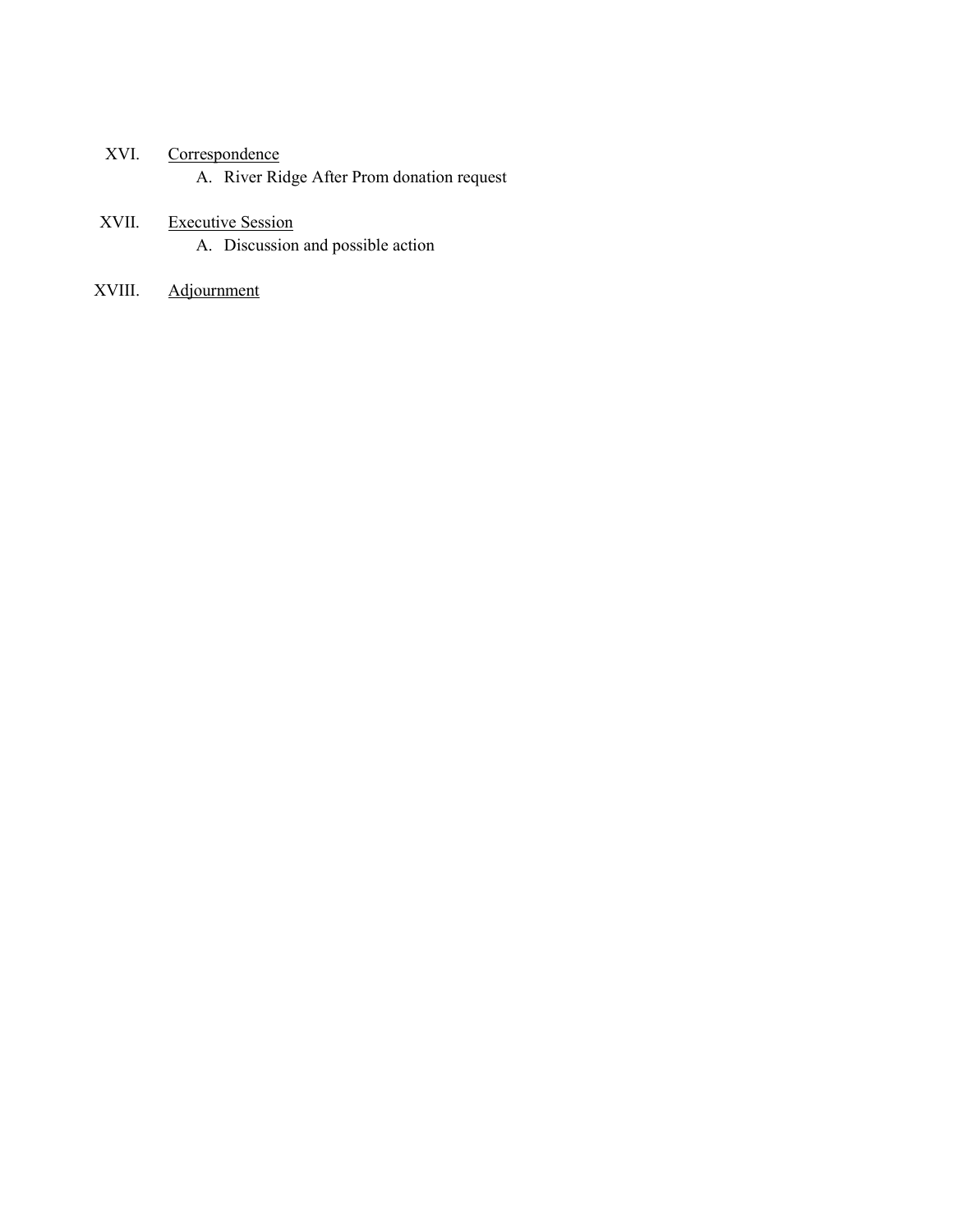XVI. <u>Correspondence</u>

  A. River Ridge After Prom donation request

XVII. <u>Executive Session</u>

  A. Discussion and possible action

XVIII. <u>Adjournment</u>